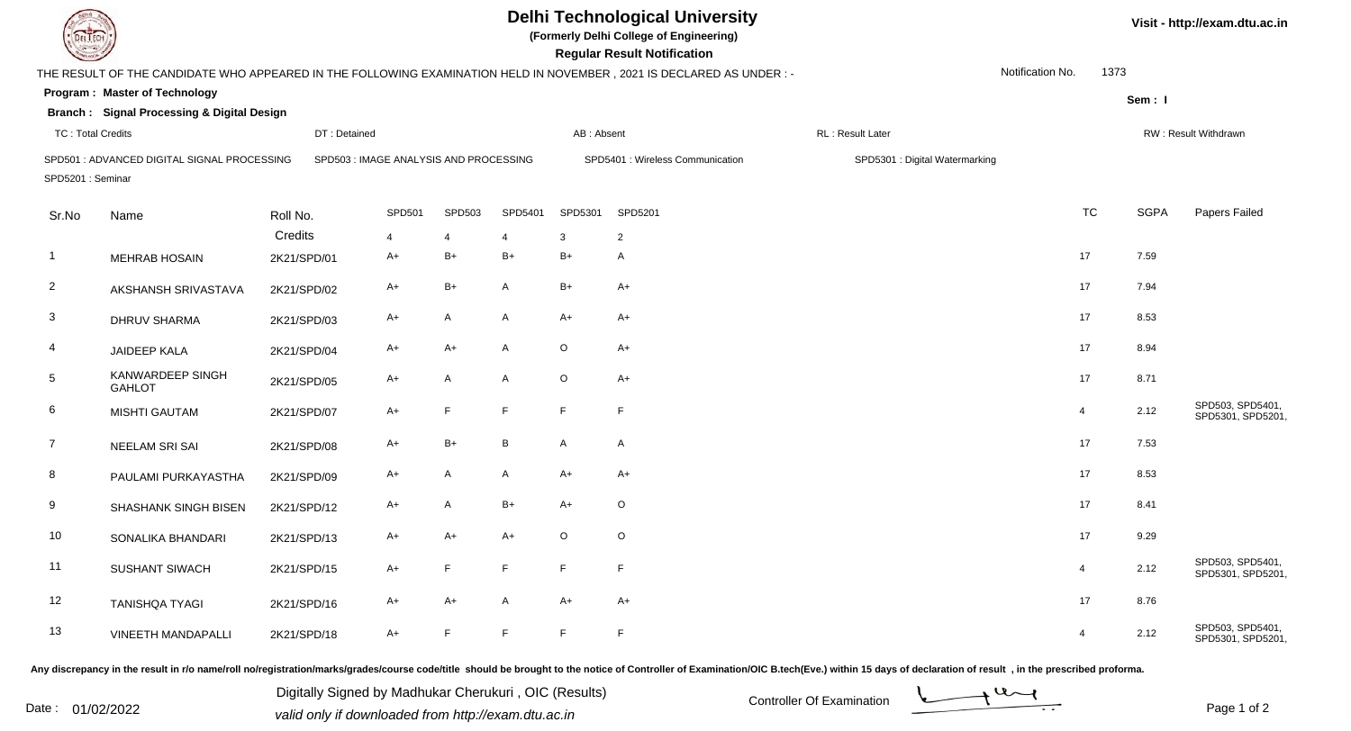# Delhi Technological University

**(Formerly Delhi College of Engineering)**

**Regular Result Notification**

Visit - http://exam.dtu.ac.in

THE RESULT OF THE CANDIDATE WHO APPEARED IN THE FOLLOWING EXAMINATION HELD IN NOVEMBER , 2021 IS DECLARED AS UNDER : -

Notification No. 1373

**Program : Master of Technology**

**Sem : I**

**Branch : Signal Processing & Digital Design**

TC : Total Credits | DT : Detained | AB : Absent | RL : Result Later | RW : Result Withdrawn

SPD501 : ADVANCED DIGITAL SIGNAL PROCESSING | SPD503 : IMAGE ANALYSIS AND PROCESSING | SPD5401 : Wireless Communication | SPD5301 : Digital Watermarking | SPD5201 : Seminar

| Sr.No | Name | Roll No. | SPD501 | SPD503 | SPD5401 | SPD5301 | SPD5201 | TC | SGPA | Papers Failed |
|---|---|---|---|---|---|---|---|---|---|---|
| | | Credits | 4 | 4 | 4 | 3 | 2 | | | |
| 1 | MEHRAB HOSAIN | 2K21/SPD/01 | A+ | B+ | B+ | B+ | A | 17 | 7.59 | |
| 2 | AKSHANSH SRIVASTAVA | 2K21/SPD/02 | A+ | B+ | A | B+ | A+ | 17 | 7.94 | |
| 3 | DHRUV SHARMA | 2K21/SPD/03 | A+ | A | A | A+ | A+ | 17 | 8.53 | |
| 4 | JAIDEEP KALA | 2K21/SPD/04 | A+ | A+ | A | O | A+ | 17 | 8.94 | |
| 5 | KANWARDEEP SINGH GAHLOT | 2K21/SPD/05 | A+ | A | A | O | A+ | 17 | 8.71 | |
| 6 | MISHTI GAUTAM | 2K21/SPD/07 | A+ | F | F | F | F | 4 | 2.12 | SPD503, SPD5401, SPD5301, SPD5201, |
| 7 | NEELAM SRI SAI | 2K21/SPD/08 | A+ | B+ | B | A | A | 17 | 7.53 | |
| 8 | PAULAMI PURKAYASTHA | 2K21/SPD/09 | A+ | A | A | A+ | A+ | 17 | 8.53 | |
| 9 | SHASHANK SINGH BISEN | 2K21/SPD/12 | A+ | A | B+ | A+ | O | 17 | 8.41 | |
| 10 | SONALIKA BHANDARI | 2K21/SPD/13 | A+ | A+ | A+ | O | O | 17 | 9.29 | |
| 11 | SUSHANT SIWACH | 2K21/SPD/15 | A+ | F | F | F | F | 4 | 2.12 | SPD503, SPD5401, SPD5301, SPD5201, |
| 12 | TANISHQA TYAGI | 2K21/SPD/16 | A+ | A+ | A | A+ | A+ | 17 | 8.76 | |
| 13 | VINEETH MANDAPALLI | 2K21/SPD/18 | A+ | F | F | F | F | 4 | 2.12 | SPD503, SPD5401, SPD5301, SPD5201, |

Any discrepancy in the result in r/o name/roll no/registration/marks/grades/course code/title should be brought to the notice of Controller of Examination/OIC B.tech(Eve.) within 15 days of declaration of result , in the prescribed proforma.

Date : 01/02/2022

Digitally Signed by Madhukar Cherukuri , OIC (Results)
valid only if downloaded from http://exam.dtu.ac.in

Controller Of Examination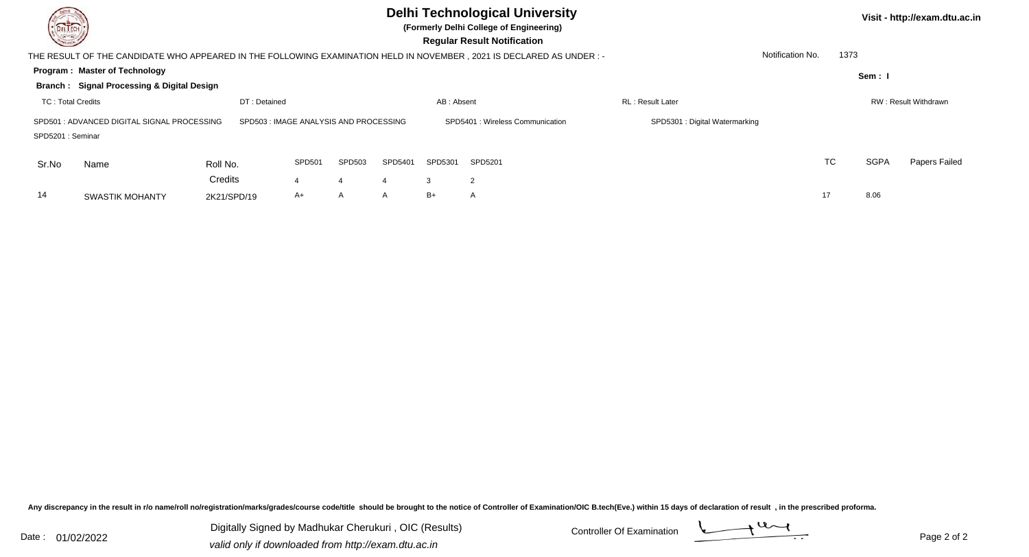# Delhi Technological University

**(Formerly Delhi College of Engineering)**

**Regular Result Notification**

Visit - http://exam.dtu.ac.in

THE RESULT OF THE CANDIDATE WHO APPEARED IN THE FOLLOWING EXAMINATION HELD IN NOVEMBER , 2021 IS DECLARED AS UNDER : -

Notification No. 1373

**Program : Master of Technology**

**Sem : I**

**Branch : Signal Processing & Digital Design**

TC : Total Credits DT : Detained AB : Absent RL : Result Later RW : Result Withdrawn

SPD501 : ADVANCED DIGITAL SIGNAL PROCESSING SPD503 : IMAGE ANALYSIS AND PROCESSING SPD5401 : Wireless Communication SPD5301 : Digital Watermarking

SPD5201 : Seminar

| Sr.No | Name | Roll No. | SPD501 | SPD503 | SPD5401 | SPD5301 | SPD5201 | TC | SGPA | Papers Failed |
|---|---|---|---|---|---|---|---|---|---|---|
| | | Credits | 4 | 4 | 4 | 3 | 2 | | | |
| 14 | SWASTIK MOHANTY | 2K21/SPD/19 | A+ | A | A | B+ | A | 17 | 8.06 | |

Any discrepancy in the result in r/o name/roll no/registration/marks/grades/course code/title should be brought to the notice of Controller of Examination/OIC B.tech(Eve.) within 15 days of declaration of result , in the prescribed proforma.

Date : 01/02/2022

Digitally Signed by Madhukar Cherukuri , OIC (Results)

*valid only if downloaded from http://exam.dtu.ac.in*

Controller Of Examination